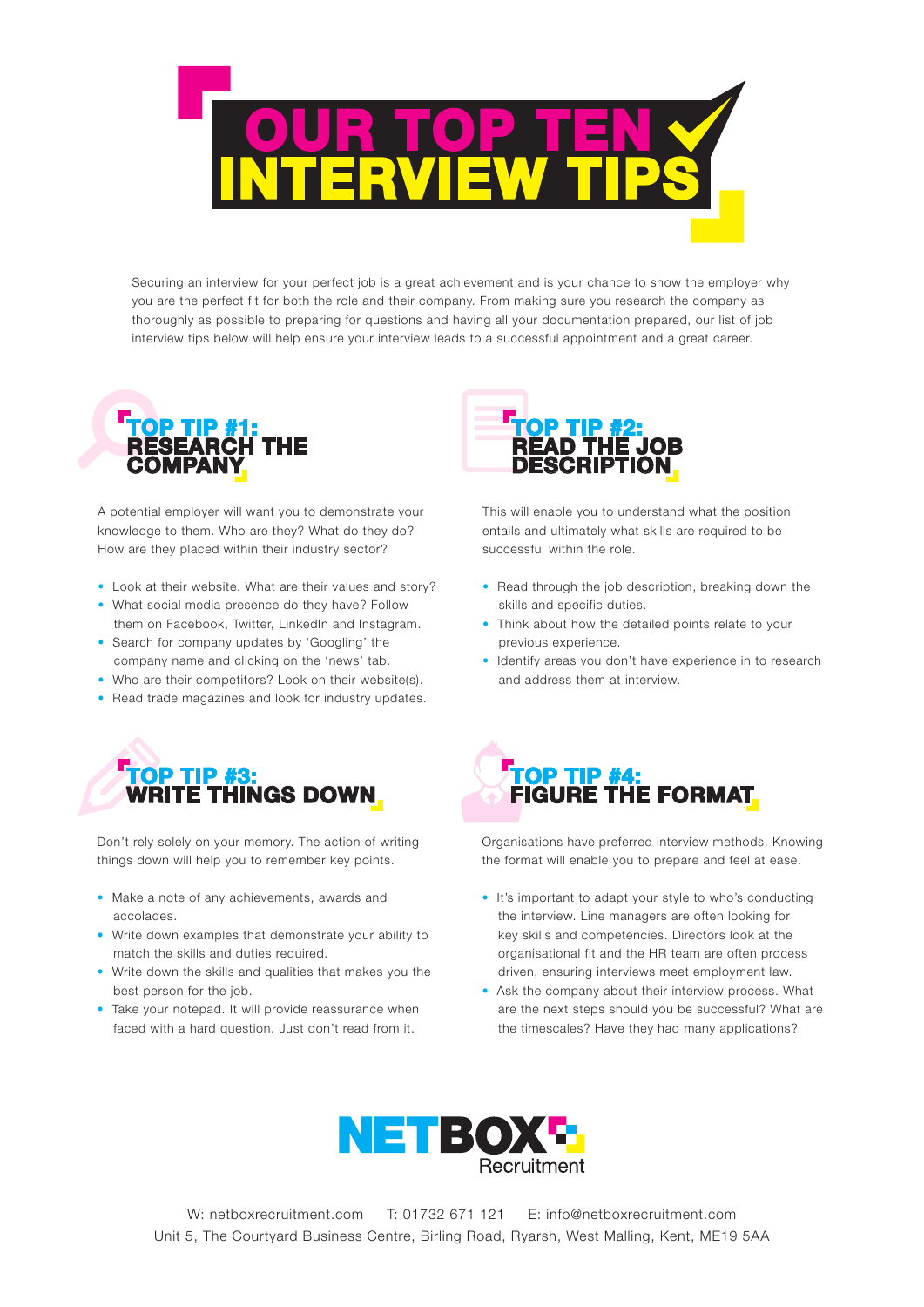# OUR TOP TEN INTERVIEW TIPS

Securing an interview for your perfect job is a great achievement and is your chance to show the employer why you are the perfect fit for both the role and their company. From making sure you research the company as thoroughly as possible to preparing for questions and having all your documentation prepared, our list of job interview tips below will help ensure your interview leads to a successful appointment and a great career.

## TOP TIP #1: RESEARCH THE COMPANY

A potential employer will want you to demonstrate your knowledge to them. Who are they? What do they do? How are they placed within their industry sector?

- Look at their website. What are their values and story?
- What social media presence do they have? Follow them on Facebook, Twitter, LinkedIn and Instagram.
- Search for company updates by 'Googling' the company name and clicking on the 'news' tab.
- Who are their competitors? Look on their website(s).
- Read trade magazines and look for industry updates.

## TOP TIP #2: READ THE JOB DESCRIPTION

This will enable you to understand what the position entails and ultimately what skills are required to be successful within the role.

- Read through the job description, breaking down the skills and specific duties.
- Think about how the detailed points relate to your previous experience.
- Identify areas you don't have experience in to research and address them at interview.

## TOP TIP #3: WRITE THINGS DOWN

Don't rely solely on your memory. The action of writing things down will help you to remember key points.

- Make a note of any achievements, awards and accolades.
- Write down examples that demonstrate your ability to match the skills and duties required.
- Write down the skills and qualities that makes you the best person for the job.
- Take your notepad. It will provide reassurance when faced with a hard question. Just don't read from it.

## TOP TIP #4: FIGURE THE FORMAT

Organisations have preferred interview methods. Knowing the format will enable you to prepare and feel at ease.

- It's important to adapt your style to who's conducting the interview. Line managers are often looking for key skills and competencies. Directors look at the organisational fit and the HR team are often process driven, ensuring interviews meet employment law.
- Ask the company about their interview process. What are the next steps should you be successful? What are the timescales? Have they had many applications?

**NETBOX Recruitment**

W: netboxrecruitment.com T: 01732 671 121 E: info@netboxrecruitment.com

Unit 5, The Courtyard Business Centre, Birling Road, Ryarsh, West Malling, Kent, ME19 5AA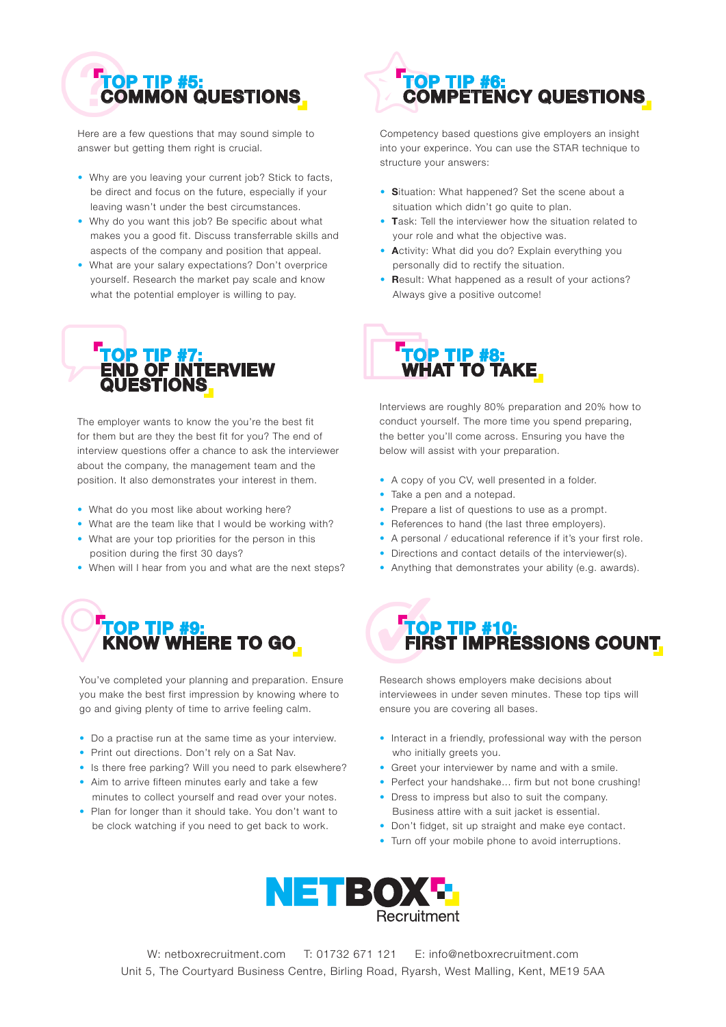## TOP TIP #5: COMMON QUESTIONS

Here are a few questions that may sound simple to answer but getting them right is crucial.

- Why are you leaving your current job? Stick to facts, be direct and focus on the future, especially if your leaving wasn't under the best circumstances.
- Why do you want this job? Be specific about what makes you a good fit. Discuss transferrable skills and aspects of the company and position that appeal.
- What are your salary expectations? Don't overprice yourself. Research the market pay scale and know what the potential employer is willing to pay.

## TOP TIP #6: COMPETENCY QUESTIONS

Competency based questions give employers an insight into your experince. You can use the STAR technique to structure your answers:

- **S**ituation: What happened? Set the scene about a situation which didn't go quite to plan.
- **T**ask: Tell the interviewer how the situation related to your role and what the objective was.
- **A**ctivity: What did you do? Explain everything you personally did to rectify the situation.
- **R**esult: What happened as a result of your actions? Always give a positive outcome!

## TOP TIP #7: END OF INTERVIEW QUESTIONS

The employer wants to know the you're the best fit for them but are they the best fit for you? The end of interview questions offer a chance to ask the interviewer about the company, the management team and the position. It also demonstrates your interest in them.

- What do you most like about working here?
- What are the team like that I would be working with?
- What are your top priorities for the person in this position during the first 30 days?
- When will I hear from you and what are the next steps?

## TOP TIP #8: WHAT TO TAKE

Interviews are roughly 80% preparation and 20% how to conduct yourself. The more time you spend preparing, the better you'll come across. Ensuring you have the below will assist with your preparation.

- A copy of you CV, well presented in a folder.
- Take a pen and a notepad.
- Prepare a list of questions to use as a prompt.
- References to hand (the last three employers).
- A personal / educational reference if it's your first role.
- Directions and contact details of the interviewer(s).
- Anything that demonstrates your ability (e.g. awards).

## TOP TIP #9: KNOW WHERE TO GO

You've completed your planning and preparation. Ensure you make the best first impression by knowing where to go and giving plenty of time to arrive feeling calm.

- Do a practise run at the same time as your interview.
- Print out directions. Don't rely on a Sat Nav.
- Is there free parking? Do you need to park elsewhere?
- Aim to arrive fifteen minutes early and take a few minutes to collect yourself and read over your notes.
- Plan for longer than it should take. You don't want to be clock watching if you need to get back to work.

## TOP TIP #10: FIRST IMPRESSIONS COUNT

Research shows employers make decisions about interviewees in under seven minutes. These top tips will ensure you are covering all bases.

- Interact in a friendly, professional way with the person who initially greets you.
- Greet your interviewer by name and with a smile.
- Perfect your handshake... firm but not bone crushing!
- Dress to impress but also to suit the company. Business attire with a suit jacket is essential.
- Don't fidget, sit up straight and make eye contact.
- Turn off your mobile phone to avoid interruptions.

NETBOX Recruitment

W: netboxrecruitment.com T: 01732 671 121 E: info@netboxrecruitment.com
Unit 5, The Courtyard Business Centre, Birling Road, Ryarsh, West Malling, Kent, ME19 5AA